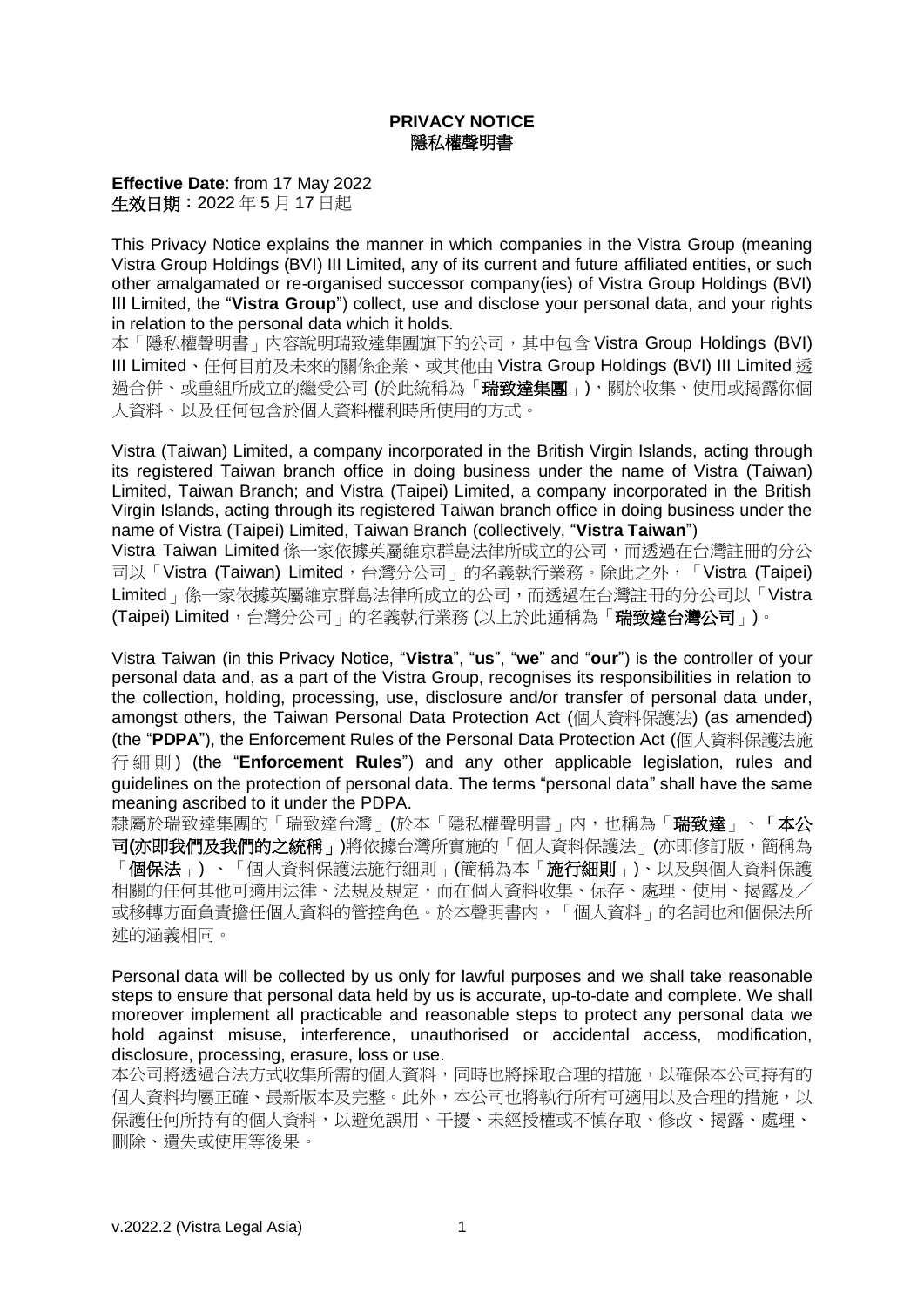# PRIVACY NOTICE
# 隱私權聲明書

**Effective Date**: from 17 May 2022
**生效日期：**2022 年 5 月 17 日起

This Privacy Notice explains the manner in which companies in the Vistra Group (meaning Vistra Group Holdings (BVI) III Limited, any of its current and future affiliated entities, or such other amalgamated or re-organised successor company(ies) of Vistra Group Holdings (BVI) III Limited, the "**Vistra Group**") collect, use and disclose your personal data, and your rights in relation to the personal data which it holds.
本「隱私權聲明書」內容說明瑞致達集團旗下的公司，其中包含 Vistra Group Holdings (BVI) III Limited、任何目前及未來的關係企業、或其他由 Vistra Group Holdings (BVI) III Limited 透過合併、或重組所成立的繼受公司 (於此統稱為「**瑞致達集團**」)，關於收集、使用或揭露你個人資料、以及任何包含於個人資料權利時所使用的方式。

Vistra (Taiwan) Limited, a company incorporated in the British Virgin Islands, acting through its registered Taiwan branch office in doing business under the name of Vistra (Taiwan) Limited, Taiwan Branch; and Vistra (Taipei) Limited, a company incorporated in the British Virgin Islands, acting through its registered Taiwan branch office in doing business under the name of Vistra (Taipei) Limited, Taiwan Branch (collectively, "**Vistra Taiwan**")
Vistra Taiwan Limited 係一家依據英屬維京群島法律所成立的公司，而透過在台灣註冊的分公司以「Vistra (Taiwan) Limited，台灣分公司」的名義執行業務。除此之外，「Vistra (Taipei) Limited」係一家依據英屬維京群島法律所成立的公司，而透過在台灣註冊的分公司以「Vistra (Taipei) Limited，台灣分公司」的名義執行業務 (以上於此通稱為「**瑞致達台灣公司**」)。

Vistra Taiwan (in this Privacy Notice, "**Vistra**", "**us**", "**we**" and "**our**") is the controller of your personal data and, as a part of the Vistra Group, recognises its responsibilities in relation to the collection, holding, processing, use, disclosure and/or transfer of personal data under, amongst others, the Taiwan Personal Data Protection Act (個人資料保護法) (as amended) (the "**PDPA**"), the Enforcement Rules of the Personal Data Protection Act (個人資料保護法施行細則) (the "**Enforcement Rules**") and any other applicable legislation, rules and guidelines on the protection of personal data. The terms "personal data" shall have the same meaning ascribed to it under the PDPA.
隸屬於瑞致達集團的「瑞致達台灣」(於本「隱私權聲明書」內，也稱為「**瑞致達**」、「**本公司(亦即我們及我們的之統稱**」)將依據台灣所實施的「個人資料保護法」(亦即修訂版，簡稱為「**個保法**」)、「個人資料保護法施行細則」(簡稱為本「**施行細則**」)、以及與個人資料保護相關的任何其他可適用法律、法規及規定，而在個人資料收集、保存、處理、使用、揭露及／或移轉方面負責擔任個人資料的管控角色。於本聲明書內，「個人資料」的名詞也和個保法所述的涵義相同。

Personal data will be collected by us only for lawful purposes and we shall take reasonable steps to ensure that personal data held by us is accurate, up-to-date and complete. We shall moreover implement all practicable and reasonable steps to protect any personal data we hold against misuse, interference, unauthorised or accidental access, modification, disclosure, processing, erasure, loss or use.
本公司將透過合法方式收集所需的個人資料，同時也將採取合理的措施，以確保本公司持有的個人資料均屬正確、最新版本及完整。此外，本公司也將執行所有可適用以及合理的措施，以保護任何所持有的個人資料，以避免誤用、干擾、未經授權或不慎存取、修改、揭露、處理、刪除、遺失或使用等後果。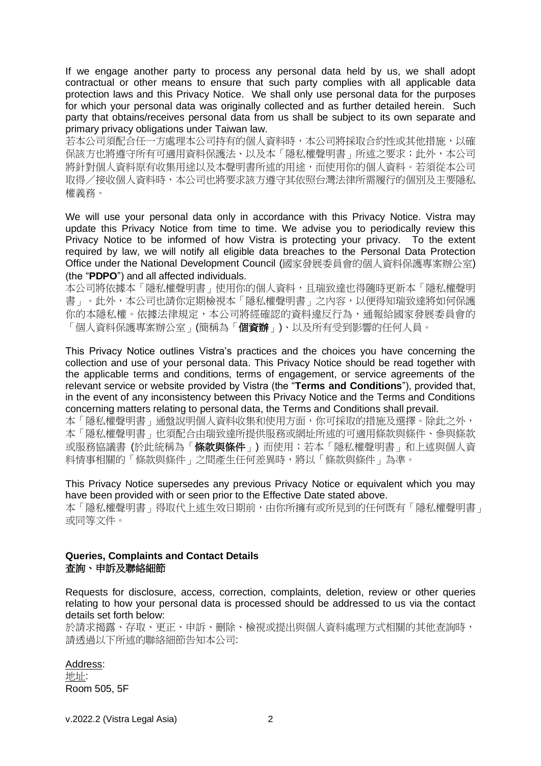If we engage another party to process any personal data held by us, we shall adopt contractual or other means to ensure that such party complies with all applicable data protection laws and this Privacy Notice. We shall only use personal data for the purposes for which your personal data was originally collected and as further detailed herein. Such party that obtains/receives personal data from us shall be subject to its own separate and primary privacy obligations under Taiwan law.

若本公司須配合任一方處理本公司持有的個人資料時，本公司將採取合約性或其他措施，以確保該方也將遵守所有可適用資料保護法、以及本「隱私權聲明書」所述之要求；此外，本公司將針對個人資料原有收集用途以及本聲明書所述的用途，而使用你的個人資料。若須從本公司取得／接收個人資料時，本公司也將要求該方遵守其依照台灣法律所需履行的個別及主要隱私權義務。

We will use your personal data only in accordance with this Privacy Notice. Vistra may update this Privacy Notice from time to time. We advise you to periodically review this Privacy Notice to be informed of how Vistra is protecting your privacy. To the extent required by law, we will notify all eligible data breaches to the Personal Data Protection Office under the National Development Council (國家發展委員會的個人資料保護專案辦公室) (the "**PDPO**") and all affected individuals.

本公司將依據本「隱私權聲明書」使用你的個人資料，且瑞致達也得隨時更新本「隱私權聲明書」。此外，本公司也請你定期檢視本「隱私權聲明書」之內容，以便得知瑞致達將如何保護你的本隱私權。依據法律規定，本公司將經確認的資料違反行為，通報給國家發展委員會的「個人資料保護專案辦公室」(簡稱為「**個資辦**」)、以及所有受到影響的任何人員。

This Privacy Notice outlines Vistra's practices and the choices you have concerning the collection and use of your personal data. This Privacy Notice should be read together with the applicable terms and conditions, terms of engagement, or service agreements of the relevant service or website provided by Vistra (the "**Terms and Conditions**"), provided that, in the event of any inconsistency between this Privacy Notice and the Terms and Conditions concerning matters relating to personal data, the Terms and Conditions shall prevail.

本「隱私權聲明書」通盤說明個人資料收集和使用方面，你可採取的措施及選擇。除此之外，本「隱私權聲明書」也須配合由瑞致達所提供服務或網址所述的可適用條款與條件、參與條款或服務協議書 (於此統稱為「**條款與條件**」) 而使用；若本「隱私權聲明書」和上述與個人資料情事相關的「條款與條件」之間產生任何差異時，將以「條款與條件」為準。

This Privacy Notice supersedes any previous Privacy Notice or equivalent which you may have been provided with or seen prior to the Effective Date stated above.

本「隱私權聲明書」得取代上述生效日期前，由你所擁有或所見到的任何既有「隱私權聲明書」或同等文件。

## Queries, Complaints and Contact Details
## 查詢、申訴及聯絡細節

Requests for disclosure, access, correction, complaints, deletion, review or other queries relating to how your personal data is processed should be addressed to us via the contact details set forth below:

於請求揭露、存取、更正、申訴、刪除、檢視或提出與個人資料處理方式相關的其他查詢時，請透過以下所述的聯絡細節告知本公司:

Address:
地址:
Room 505, 5F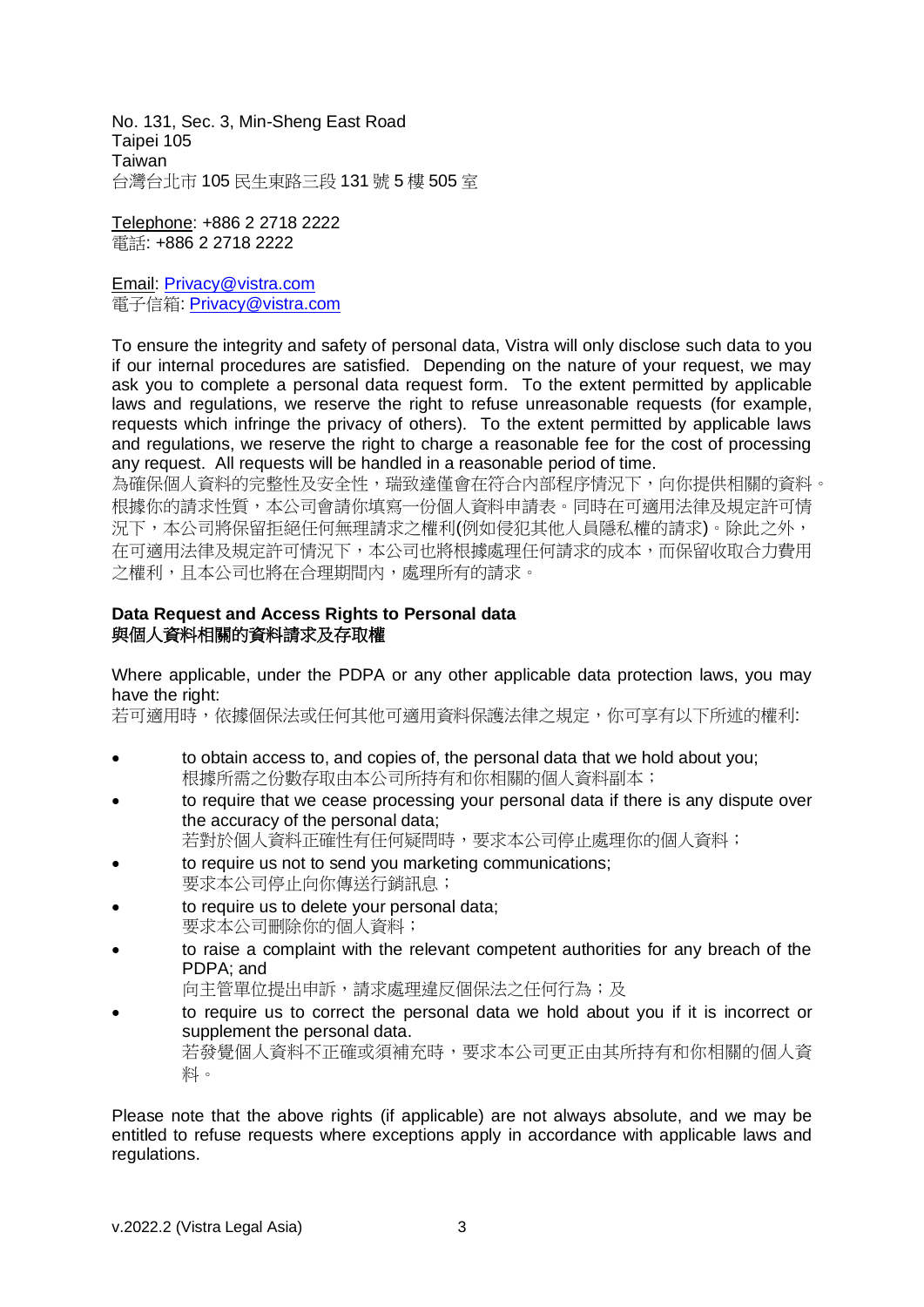No. 131, Sec. 3, Min-Sheng East Road
Taipei 105
Taiwan
台灣台北市 105 民生東路三段 131 號 5 樓 505 室

Telephone: +886 2 2718 2222
電話: +886 2 2718 2222

Email: Privacy@vistra.com
電子信箱: Privacy@vistra.com

To ensure the integrity and safety of personal data, Vistra will only disclose such data to you if our internal procedures are satisfied. Depending on the nature of your request, we may ask you to complete a personal data request form. To the extent permitted by applicable laws and regulations, we reserve the right to refuse unreasonable requests (for example, requests which infringe the privacy of others). To the extent permitted by applicable laws and regulations, we reserve the right to charge a reasonable fee for the cost of processing any request. All requests will be handled in a reasonable period of time.
為確保個人資料的完整性及安全性，瑞致達僅會在符合內部程序情況下，向你提供相關的資料。根據你的請求性質，本公司會請你填寫一份個人資料申請表。同時在可適用法律及規定許可情況下，本公司將保留拒絕任何無理請求之權利(例如侵犯其他人員隱私權的請求)。除此之外，在可適用法律及規定許可情況下，本公司也將根據處理任何請求的成本，而保留收取合力費用之權利，且本公司也將在合理期間內，處理所有的請求。

**Data Request and Access Rights to Personal data**
**與個人資料相關的資料請求及存取權**

Where applicable, under the PDPA or any other applicable data protection laws, you may have the right:
若可適用時，依據個保法或任何其他可適用資料保護法律之規定，你可享有以下所述的權利:

- to obtain access to, and copies of, the personal data that we hold about you;
  根據所需之份數存取由本公司所持有和你相關的個人資料副本；
- to require that we cease processing your personal data if there is any dispute over the accuracy of the personal data;
  若對於個人資料正確性有任何疑問時，要求本公司停止處理你的個人資料；
- to require us not to send you marketing communications;
  要求本公司停止向你傳送行銷訊息；
- to require us to delete your personal data;
  要求本公司刪除你的個人資料；
- to raise a complaint with the relevant competent authorities for any breach of the PDPA; and
  向主管單位提出申訴，請求處理違反個保法之任何行為；及
- to require us to correct the personal data we hold about you if it is incorrect or supplement the personal data.
  若發覺個人資料不正確或須補充時，要求本公司更正由其所持有和你相關的個人資料。

Please note that the above rights (if applicable) are not always absolute, and we may be entitled to refuse requests where exceptions apply in accordance with applicable laws and regulations.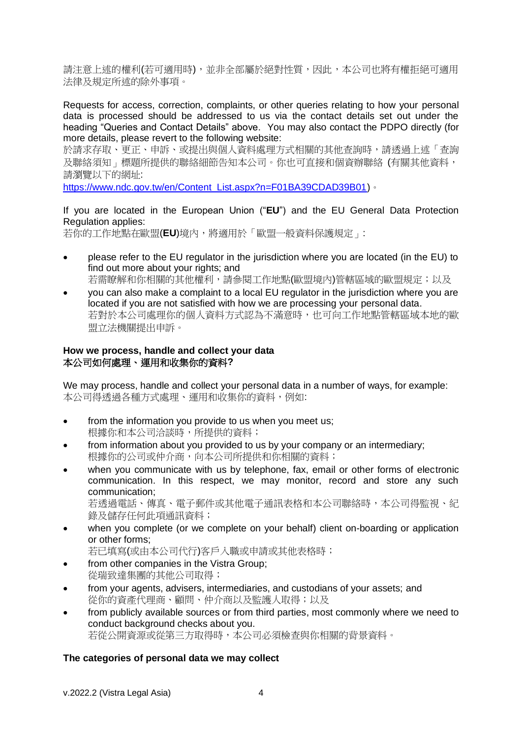請注意上述的權利(若可適用時)，並非全部屬於絕對性質，因此，本公司也將有權拒絕可適用法律及規定所述的除外事項。

Requests for access, correction, complaints, or other queries relating to how your personal data is processed should be addressed to us via the contact details set out under the heading "Queries and Contact Details" above. You may also contact the PDPO directly (for more details, please revert to the following website:
於請求存取、更正、申訴、或提出與個人資料處理方式相關的其他查詢時，請透過上述「查詢及聯絡須知」標題所提供的聯絡細節告知本公司。你也可直接和個資辦聯絡 (有關其他資料，請瀏覽以下的網址:
https://www.ndc.gov.tw/en/Content_List.aspx?n=F01BA39CDAD39B01)。

If you are located in the European Union ("**EU**") and the EU General Data Protection Regulation applies:
若你的工作地點在歐盟(**EU**)境內，將適用於「歐盟一般資料保護規定」:

- please refer to the EU regulator in the jurisdiction where you are located (in the EU) to find out more about your rights; and
  若需瞭解和你相關的其他權利，請參閱工作地點(歐盟境內)管轄區域的歐盟規定；以及
- you can also make a complaint to a local EU regulator in the jurisdiction where you are located if you are not satisfied with how we are processing your personal data.
  若對於本公司處理你的個人資料方式認為不滿意時，也可向工作地點管轄區域本地的歐盟立法機關提出申訴。

**How we process, handle and collect your data**
**本公司如何處理、運用和收集你的資料?**

We may process, handle and collect your personal data in a number of ways, for example:
本公司得透過各種方式處理、運用和收集你的資料，例如:

- from the information you provide to us when you meet us;
  根據你和本公司洽談時，所提供的資料；
- from information about you provided to us by your company or an intermediary;
  根據你的公司或仲介商，向本公司所提供和你相關的資料；
- when you communicate with us by telephone, fax, email or other forms of electronic communication. In this respect, we may monitor, record and store any such communication;
  若透過電話、傳真、電子郵件或其他電子通訊表格和本公司聯絡時，本公司得監視、紀錄及儲存任何此項通訊資料；
- when you complete (or we complete on your behalf) client on-boarding or application or other forms;
  若已填寫(或由本公司代行)客戶入職或申請或其他表格時；
- from other companies in the Vistra Group;
  從瑞致達集團的其他公司取得；
- from your agents, advisers, intermediaries, and custodians of your assets; and
  從你的資產代理商、顧問、仲介商以及監護人取得；以及
- from publicly available sources or from third parties, most commonly where we need to conduct background checks about you.
  若從公開資源或從第三方取得時，本公司必須檢查與你相關的背景資料。

**The categories of personal data we may collect**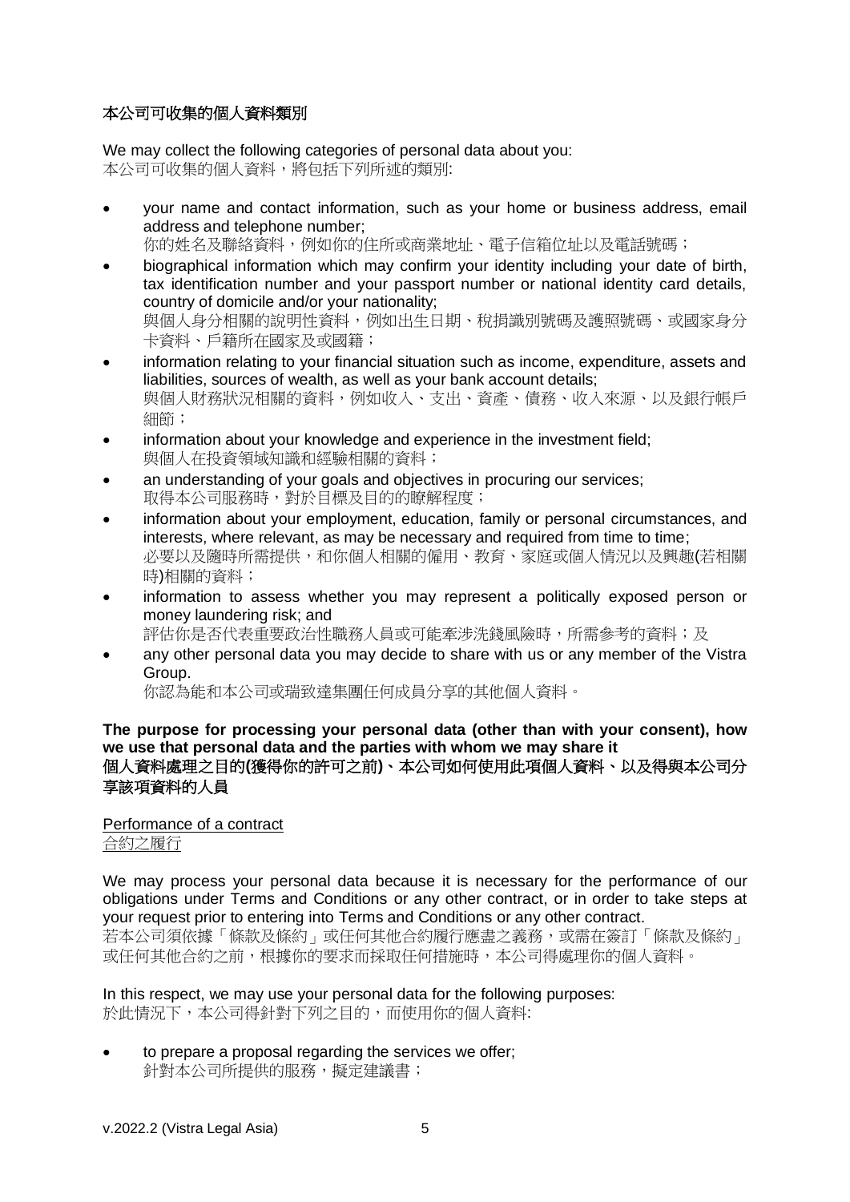**本公司可收集的個人資料類別**

We may collect the following categories of personal data about you:
本公司可收集的個人資料，將包括下列所述的類別:

- your name and contact information, such as your home or business address, email address and telephone number;
  你的姓名及聯絡資料，例如你的住所或商業地址、電子信箱位址以及電話號碼；
- biographical information which may confirm your identity including your date of birth, tax identification number and your passport number or national identity card details, country of domicile and/or your nationality;
  與個人身分相關的說明性資料，例如出生日期、稅捐識別號碼及護照號碼、或國家身分卡資料、戶籍所在國家及或國籍；
- information relating to your financial situation such as income, expenditure, assets and liabilities, sources of wealth, as well as your bank account details;
  與個人財務狀況相關的資料，例如收入、支出、資產、債務、收入來源、以及銀行帳戶細節；
- information about your knowledge and experience in the investment field;
  與個人在投資領域知識和經驗相關的資料；
- an understanding of your goals and objectives in procuring our services;
  取得本公司服務時，對於目標及目的的瞭解程度；
- information about your employment, education, family or personal circumstances, and interests, where relevant, as may be necessary and required from time to time;
  必要以及隨時所需提供，和你個人相關的僱用、教育、家庭或個人情況以及興趣(若相關時)相關的資料；
- information to assess whether you may represent a politically exposed person or money laundering risk; and
  評估你是否代表重要政治性職務人員或可能牽涉洗錢風險時，所需參考的資料；及
- any other personal data you may decide to share with us or any member of the Vistra Group.
  你認為能和本公司或瑞致達集團任何成員分享的其他個人資料。

**The purpose for processing your personal data (other than with your consent), how we use that personal data and the parties with whom we may share it**
**個人資料處理之目的(獲得你的許可之前)、本公司如何使用此項個人資料、以及得與本公司分享該項資料的人員**

<u>Performance of a contract</u>
<u>合約之履行</u>

We may process your personal data because it is necessary for the performance of our obligations under Terms and Conditions or any other contract, or in order to take steps at your request prior to entering into Terms and Conditions or any other contract.
若本公司須依據「條款及條約」或任何其他合約履行應盡之義務，或需在簽訂「條款及條約」或任何其他合約之前，根據你的要求而採取任何措施時，本公司得處理你的個人資料。

In this respect, we may use your personal data for the following purposes:
於此情況下，本公司得針對下列之目的，而使用你的個人資料:

- to prepare a proposal regarding the services we offer;
  針對本公司所提供的服務，擬定建議書；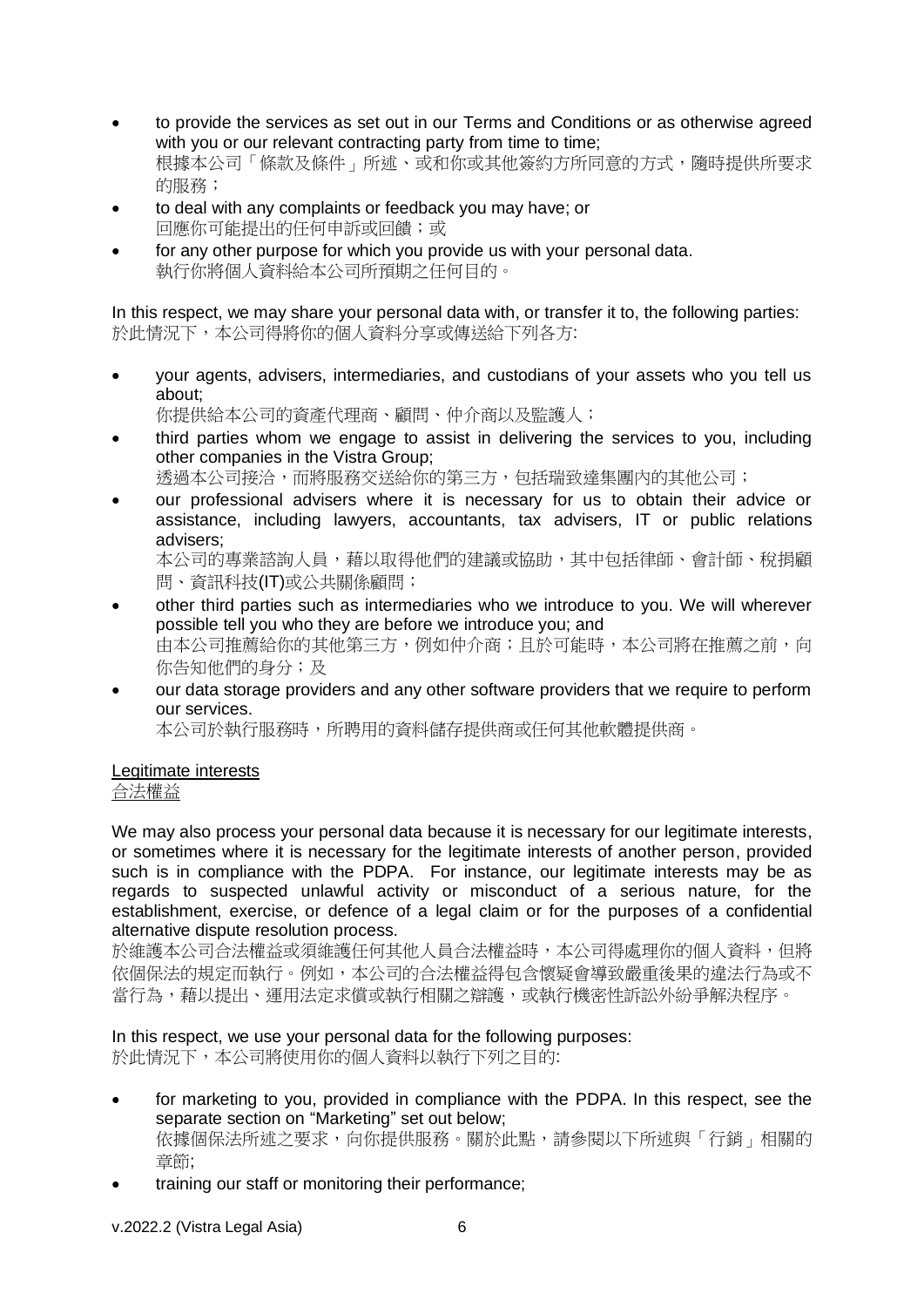- to provide the services as set out in our Terms and Conditions or as otherwise agreed with you or our relevant contracting party from time to time;
  根據本公司「條款及條件」所述、或和你或其他簽約方所同意的方式，隨時提供所要求的服務；
- to deal with any complaints or feedback you may have; or
  回應你可能提出的任何申訴或回饋；或
- for any other purpose for which you provide us with your personal data.
  執行你將個人資料給本公司所預期之任何目的。

In this respect, we may share your personal data with, or transfer it to, the following parties:
於此情況下，本公司得將你的個人資料分享或傳送給下列各方:

- your agents, advisers, intermediaries, and custodians of your assets who you tell us about;
  你提供給本公司的資產代理商、顧問、仲介商以及監護人；
- third parties whom we engage to assist in delivering the services to you, including other companies in the Vistra Group;
  透過本公司接洽，而將服務交送給你的第三方，包括瑞致達集團內的其他公司；
- our professional advisers where it is necessary for us to obtain their advice or assistance, including lawyers, accountants, tax advisers, IT or public relations advisers;
  本公司的專業諮詢人員，藉以取得他們的建議或協助，其中包括律師、會計師、稅捐顧問、資訊科技(IT)或公共關係顧問；
- other third parties such as intermediaries who we introduce to you. We will wherever possible tell you who they are before we introduce you; and
  由本公司推薦給你的其他第三方，例如仲介商；且於可能時，本公司將在推薦之前，向你告知他們的身分；及
- our data storage providers and any other software providers that we require to perform our services.
  本公司於執行服務時，所聘用的資料儲存提供商或任何其他軟體提供商。

Legitimate interests
合法權益

We may also process your personal data because it is necessary for our legitimate interests, or sometimes where it is necessary for the legitimate interests of another person, provided such is in compliance with the PDPA. For instance, our legitimate interests may be as regards to suspected unlawful activity or misconduct of a serious nature, for the establishment, exercise, or defence of a legal claim or for the purposes of a confidential alternative dispute resolution process.
於維護本公司合法權益或須維護任何其他人員合法權益時，本公司得處理你的個人資料，但將依個保法的規定而執行。例如，本公司的合法權益得包含懷疑會導致嚴重後果的違法行為或不當行為，藉以提出、運用法定求償或執行相關之辯護，或執行機密性訴訟外紛爭解決程序。

In this respect, we use your personal data for the following purposes:
於此情況下，本公司將使用你的個人資料以執行下列之目的:

- for marketing to you, provided in compliance with the PDPA. In this respect, see the separate section on "Marketing" set out below;
  依據個保法所述之要求，向你提供服務。關於此點，請參閱以下所述與「行銷」相關的章節;
- training our staff or monitoring their performance;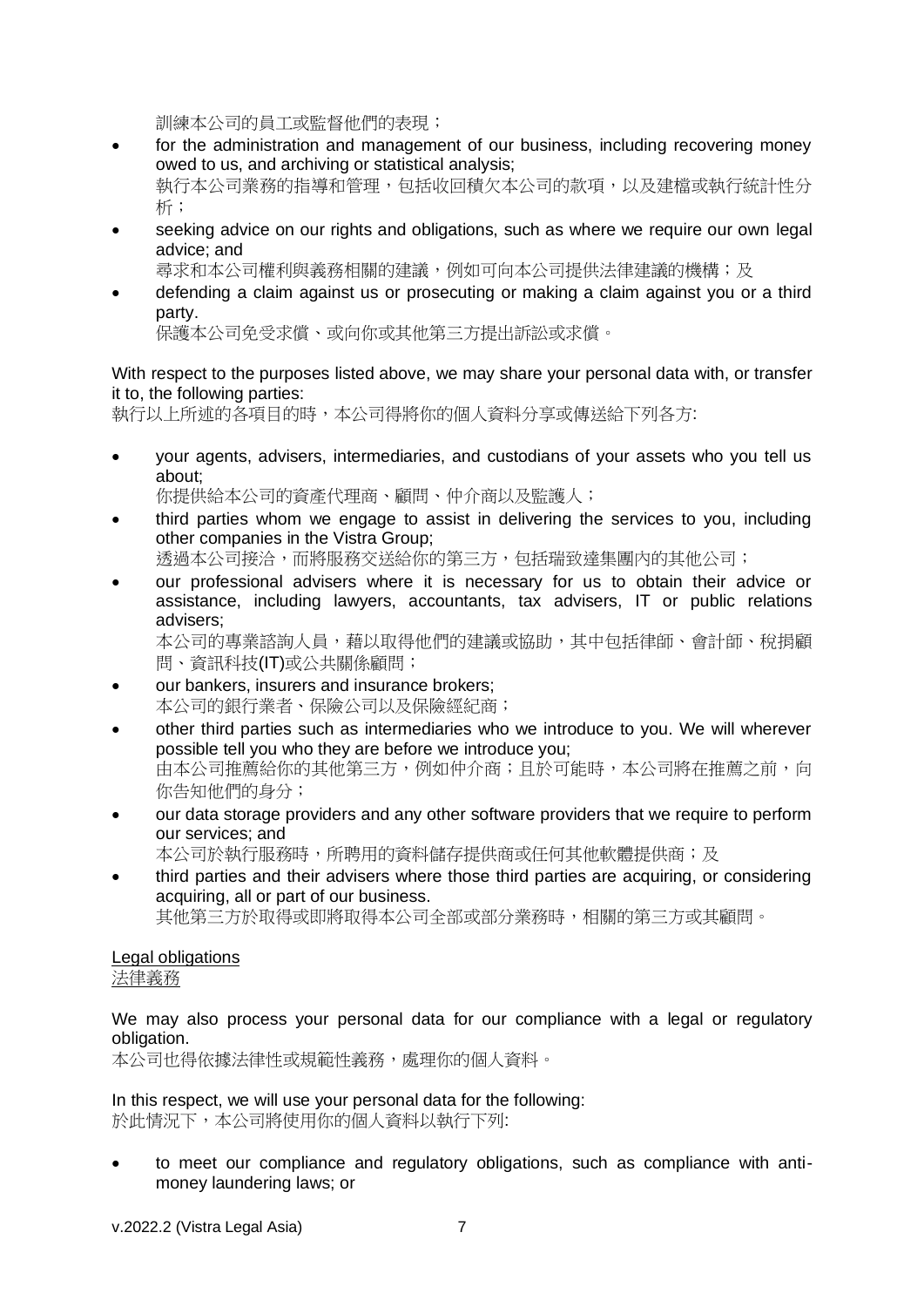訓練本公司的員工或監督他們的表現；

- for the administration and management of our business, including recovering money owed to us, and archiving or statistical analysis;
  執行本公司業務的指導和管理，包括收回積欠本公司的款項，以及建檔或執行統計性分析；
- seeking advice on our rights and obligations, such as where we require our own legal advice; and
  尋求和本公司權利與義務相關的建議，例如可向本公司提供法律建議的機構；及
- defending a claim against us or prosecuting or making a claim against you or a third party.
  保護本公司免受求償、或向你或其他第三方提出訴訟或求償。

With respect to the purposes listed above, we may share your personal data with, or transfer it to, the following parties:
執行以上所述的各項目的時，本公司得將你的個人資料分享或傳送給下列各方:

- your agents, advisers, intermediaries, and custodians of your assets who you tell us about;
  你提供給本公司的資產代理商、顧問、仲介商以及監護人；
- third parties whom we engage to assist in delivering the services to you, including other companies in the Vistra Group;
  透過本公司接洽，而將服務交送給你的第三方，包括瑞致達集團內的其他公司；
- our professional advisers where it is necessary for us to obtain their advice or assistance, including lawyers, accountants, tax advisers, IT or public relations advisers;
  本公司的專業諮詢人員，藉以取得他們的建議或協助，其中包括律師、會計師、稅捐顧問、資訊科技(IT)或公共關係顧問；
- our bankers, insurers and insurance brokers;
  本公司的銀行業者、保險公司以及保險經紀商；
- other third parties such as intermediaries who we introduce to you. We will wherever possible tell you who they are before we introduce you;
  由本公司推薦給你的其他第三方，例如仲介商；且於可能時，本公司將在推薦之前，向你告知他們的身分；
- our data storage providers and any other software providers that we require to perform our services; and
  本公司於執行服務時，所聘用的資料儲存提供商或任何其他軟體提供商；及
- third parties and their advisers where those third parties are acquiring, or considering acquiring, all or part of our business.
  其他第三方於取得或即將取得本公司全部或部分業務時，相關的第三方或其顧問。

<u>Legal obligations</u>
<u>法律義務</u>

We may also process your personal data for our compliance with a legal or regulatory obligation.
本公司也得依據法律性或規範性義務，處理你的個人資料。

In this respect, we will use your personal data for the following:
於此情況下，本公司將使用你的個人資料以執行下列:

- to meet our compliance and regulatory obligations, such as compliance with anti-money laundering laws; or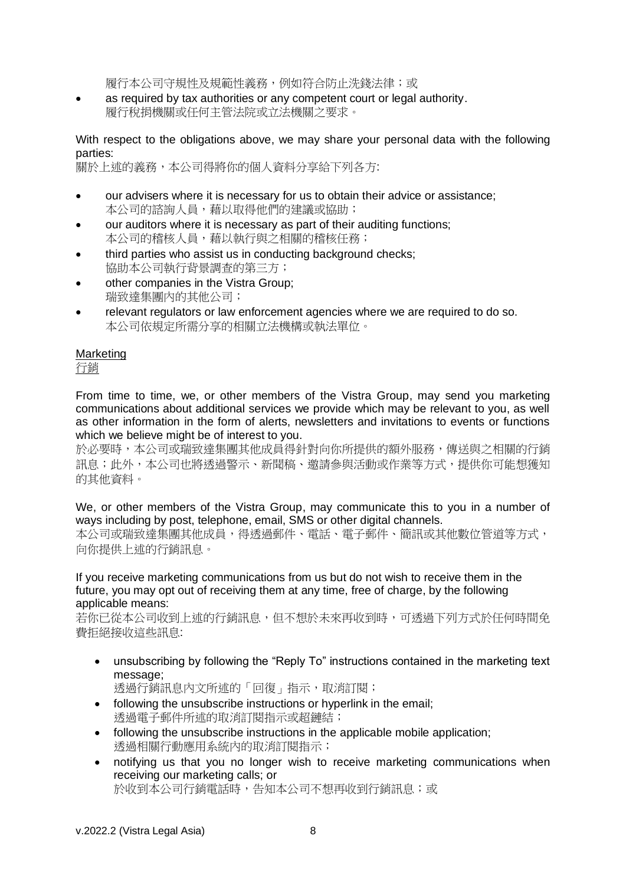履行本公司守規性及規範性義務，例如符合防止洗錢法律；或

- as required by tax authorities or any competent court or legal authority.
  履行稅捐機關或任何主管法院或立法機關之要求。

With respect to the obligations above, we may share your personal data with the following parties:
關於上述的義務，本公司得將你的個人資料分享給下列各方:

- our advisers where it is necessary for us to obtain their advice or assistance;
  本公司的諮詢人員，藉以取得他們的建議或協助；
- our auditors where it is necessary as part of their auditing functions;
  本公司的稽核人員，藉以執行與之相關的稽核任務；
- third parties who assist us in conducting background checks;
  協助本公司執行背景調查的第三方；
- other companies in the Vistra Group;
  瑞致達集團內的其他公司；
- relevant regulators or law enforcement agencies where we are required to do so.
  本公司依規定所需分享的相關立法機構或執法單位。

<u>Marketing</u>
<u>行銷</u>

From time to time, we, or other members of the Vistra Group, may send you marketing communications about additional services we provide which may be relevant to you, as well as other information in the form of alerts, newsletters and invitations to events or functions which we believe might be of interest to you.
於必要時，本公司或瑞致達集團其他成員得針對向你所提供的額外服務，傳送與之相關的行銷訊息；此外，本公司也將透過警示、新聞稿、邀請參與活動或作業等方式，提供你可能想獲知的其他資料。

We, or other members of the Vistra Group, may communicate this to you in a number of ways including by post, telephone, email, SMS or other digital channels.
本公司或瑞致達集團其他成員，得透過郵件、電話、電子郵件、簡訊或其他數位管道等方式，向你提供上述的行銷訊息。

If you receive marketing communications from us but do not wish to receive them in the future, you may opt out of receiving them at any time, free of charge, by the following applicable means:
若你已從本公司收到上述的行銷訊息，但不想於未來再收到時，可透過下列方式於任何時間免費拒絕接收這些訊息:

- unsubscribing by following the "Reply To" instructions contained in the marketing text message;
  透過行銷訊息內文所述的「回復」指示，取消訂閱；
- following the unsubscribe instructions or hyperlink in the email;
  透過電子郵件所述的取消訂閱指示或超鏈結；
- following the unsubscribe instructions in the applicable mobile application;
  透過相關行動應用系統內的取消訂閱指示；
- notifying us that you no longer wish to receive marketing communications when receiving our marketing calls; or
  於收到本公司行銷電話時，告知本公司不想再收到行銷訊息；或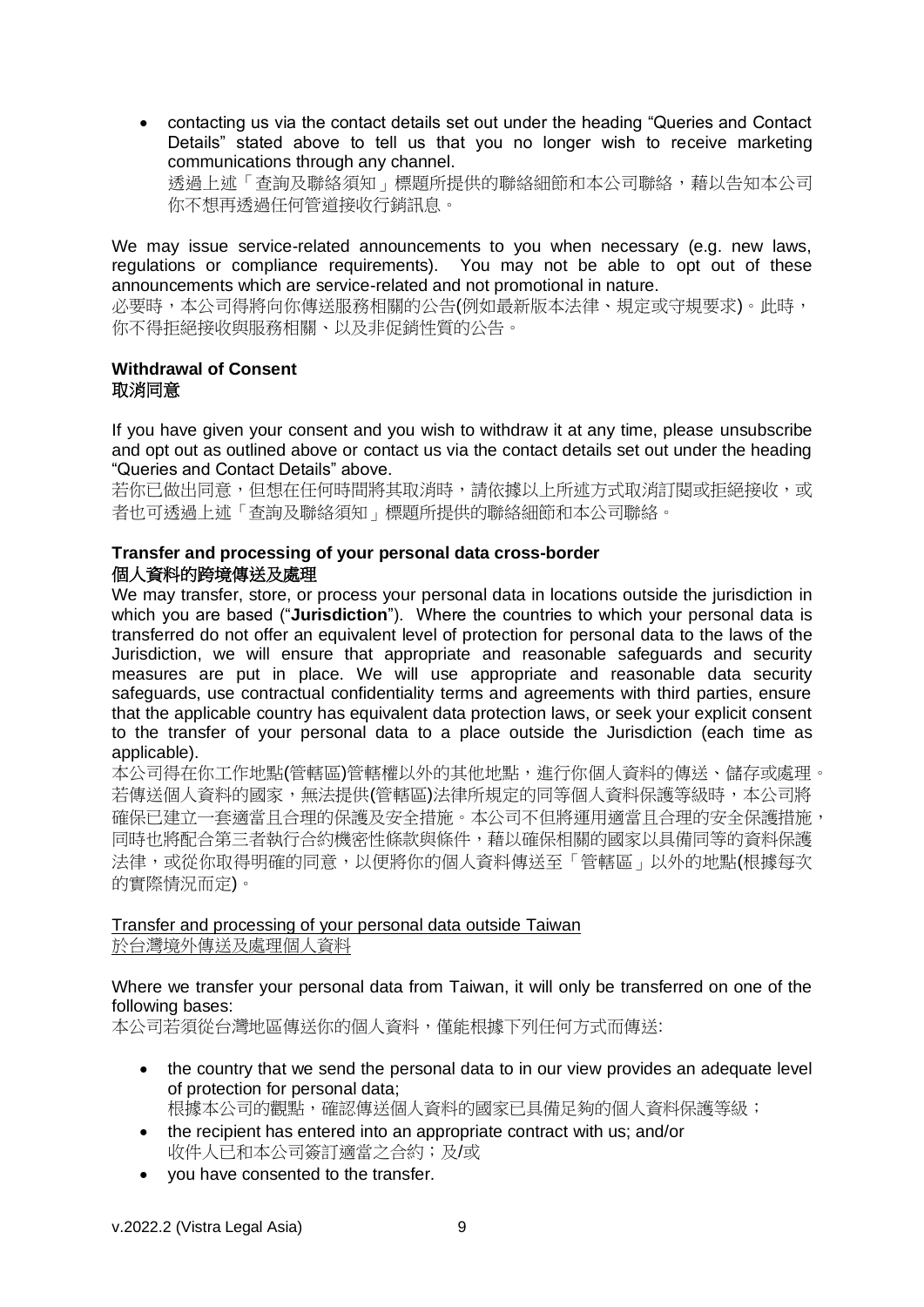- contacting us via the contact details set out under the heading "Queries and Contact Details" stated above to tell us that you no longer wish to receive marketing communications through any channel.
  透過上述「查詢及聯絡須知」標題所提供的聯絡細節和本公司聯絡，藉以告知本公司你不想再透過任何管道接收行銷訊息。

We may issue service-related announcements to you when necessary (e.g. new laws, regulations or compliance requirements). You may not be able to opt out of these announcements which are service-related and not promotional in nature.
必要時，本公司得將向你傳送服務相關的公告(例如最新版本法律、規定或守規要求)。此時，你不得拒絕接收與服務相關、以及非促銷性質的公告。

**Withdrawal of Consent**
**取消同意**

If you have given your consent and you wish to withdraw it at any time, please unsubscribe and opt out as outlined above or contact us via the contact details set out under the heading "Queries and Contact Details" above.
若你已做出同意，但想在任何時間將其取消時，請依據以上所述方式取消訂閱或拒絕接收，或者也可透過上述「查詢及聯絡須知」標題所提供的聯絡細節和本公司聯絡。

**Transfer and processing of your personal data cross-border**
**個人資料的跨境傳送及處理**

We may transfer, store, or process your personal data in locations outside the jurisdiction in which you are based ("**Jurisdiction**"). Where the countries to which your personal data is transferred do not offer an equivalent level of protection for personal data to the laws of the Jurisdiction, we will ensure that appropriate and reasonable safeguards and security measures are put in place. We will use appropriate and reasonable data security safeguards, use contractual confidentiality terms and agreements with third parties, ensure that the applicable country has equivalent data protection laws, or seek your explicit consent to the transfer of your personal data to a place outside the Jurisdiction (each time as applicable).
本公司得在你工作地點(管轄區)管轄權以外的其他地點，進行你個人資料的傳送、儲存或處理。若傳送個人資料的國家，無法提供(管轄區)法律所規定的同等個人資料保護等級時，本公司將確保已建立一套適當且合理的保護及安全措施。本公司不但將運用適當且合理的安全保護措施，同時也將配合第三者執行合約機密性條款與條件，藉以確保相關的國家以具備同等的資料保護法律，或從你取得明確的同意，以便將你的個人資料傳送至「管轄區」以外的地點(根據每次的實際情況而定)。

<u>Transfer and processing of your personal data outside Taiwan</u>
<u>於台灣境外傳送及處理個人資料</u>

Where we transfer your personal data from Taiwan, it will only be transferred on one of the following bases:
本公司若須從台灣地區傳送你的個人資料，僅能根據下列任何方式而傳送:

- the country that we send the personal data to in our view provides an adequate level of protection for personal data;
  根據本公司的觀點，確認傳送個人資料的國家已具備足夠的個人資料保護等級；
- the recipient has entered into an appropriate contract with us; and/or
  收件人已和本公司簽訂適當之合約；及/或
- you have consented to the transfer.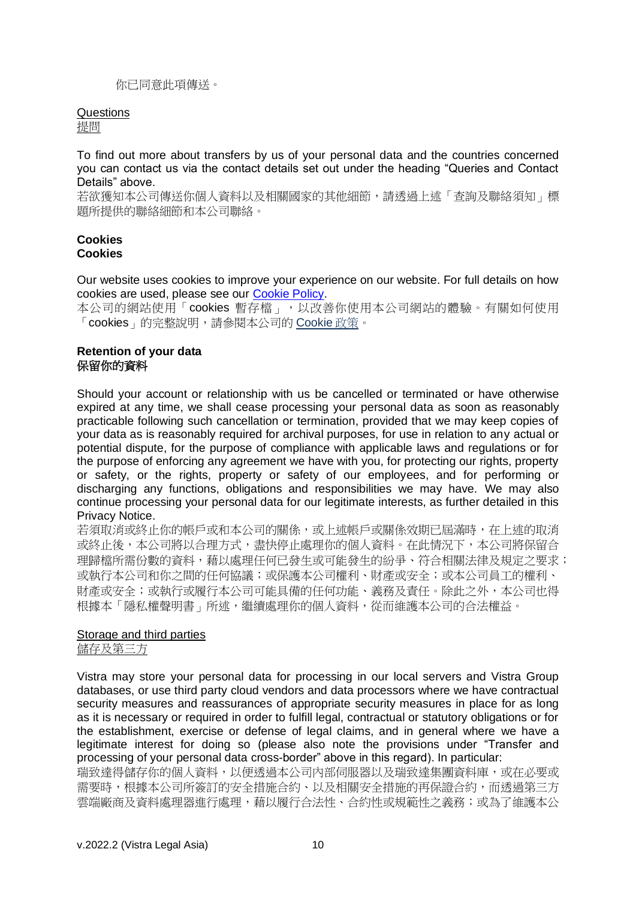你已同意此項傳送。

Questions
提問

To find out more about transfers by us of your personal data and the countries concerned you can contact us via the contact details set out under the heading "Queries and Contact Details" above.
若欲獲知本公司傳送你個人資料以及相關國家的其他細節，請透過上述「查詢及聯絡須知」標題所提供的聯絡細節和本公司聯絡。

**Cookies**
**Cookies**

Our website uses cookies to improve your experience on our website. For full details on how cookies are used, please see our Cookie Policy.
本公司的網站使用「cookies 暫存檔」，以改善你使用本公司網站的體驗。有關如何使用「cookies」的完整說明，請參閱本公司的 Cookie 政策。

**Retention of your data**
**保留你的資料**

Should your account or relationship with us be cancelled or terminated or have otherwise expired at any time, we shall cease processing your personal data as soon as reasonably practicable following such cancellation or termination, provided that we may keep copies of your data as is reasonably required for archival purposes, for use in relation to any actual or potential dispute, for the purpose of compliance with applicable laws and regulations or for the purpose of enforcing any agreement we have with you, for protecting our rights, property or safety, or the rights, property or safety of our employees, and for performing or discharging any functions, obligations and responsibilities we may have. We may also continue processing your personal data for our legitimate interests, as further detailed in this Privacy Notice.
若須取消或終止你的帳戶或和本公司的關係，或上述帳戶或關係效期已屆滿時，在上述的取消或終止後，本公司將以合理方式，盡快停止處理你的個人資料。在此情況下，本公司將保留合理歸檔所需份數的資料，藉以處理任何已發生或可能發生的紛爭、符合相關法律及規定之要求；或執行本公司和你之間的任何協議；或保護本公司權利、財產或安全；或本公司員工的權利、財產或安全；或執行或履行本公司可能具備的任何功能、義務及責任。除此之外，本公司也得根據本「隱私權聲明書」所述，繼續處理你的個人資料，從而維護本公司的合法權益。

Storage and third parties
儲存及第三方

Vistra may store your personal data for processing in our local servers and Vistra Group databases, or use third party cloud vendors and data processors where we have contractual security measures and reassurances of appropriate security measures in place for as long as it is necessary or required in order to fulfill legal, contractual or statutory obligations or for the establishment, exercise or defense of legal claims, and in general where we have a legitimate interest for doing so (please also note the provisions under "Transfer and processing of your personal data cross-border" above in this regard). In particular:
瑞致達得儲存你的個人資料，以便透過本公司內部伺服器以及瑞致達集團資料庫，或在必要或需要時，根據本公司所簽訂的安全措施合約、以及相關安全措施的再保證合約，而透過第三方雲端廠商及資料處理器進行處理，藉以履行合法性、合約性或規範性之義務；或為了維護本公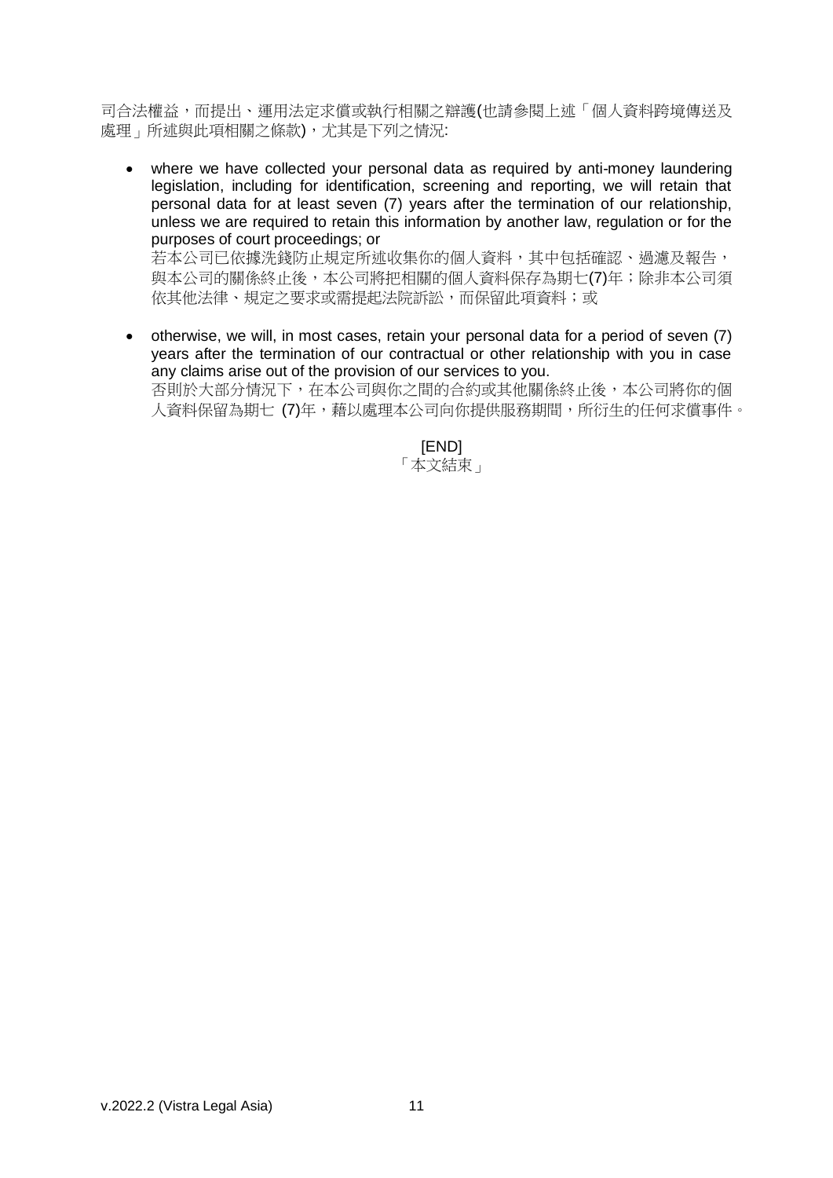司合法權益，而提出、運用法定求償或執行相關之辯護(也請參閱上述「個人資料跨境傳送及處理」所述與此項相關之條款)，尤其是下列之情況:

- where we have collected your personal data as required by anti-money laundering legislation, including for identification, screening and reporting, we will retain that personal data for at least seven (7) years after the termination of our relationship, unless we are required to retain this information by another law, regulation or for the purposes of court proceedings; or
  若本公司已依據洗錢防止規定所述收集你的個人資料，其中包括確認、過濾及報告，與本公司的關係終止後，本公司將把相關的個人資料保存為期七(7)年；除非本公司須依其他法律、規定之要求或需提起法院訴訟，而保留此項資料；或

- otherwise, we will, in most cases, retain your personal data for a period of seven (7) years after the termination of our contractual or other relationship with you in case any claims arise out of the provision of our services to you.
  否則於大部分情況下，在本公司與你之間的合約或其他關係終止後，本公司將你的個人資料保留為期七 (7)年，藉以處理本公司向你提供服務期間，所衍生的任何求償事件。

[END]
「本文結束」

v.2022.2 (Vistra Legal Asia)